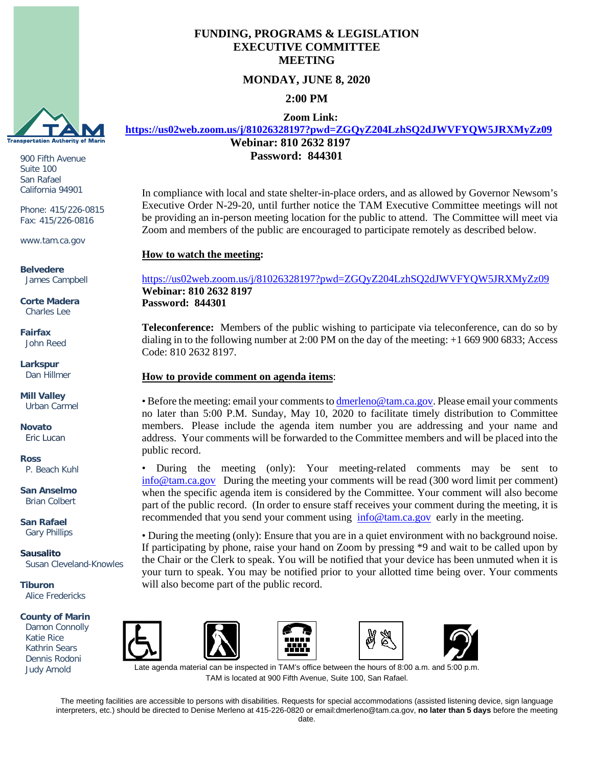# FUNDING, PROGRAMS & LEGISLATION EXECUTIVE COMMITTEE MEETING

**MONDAY, JUNE 8, 2020**

**2:00 PM**

**Zoom Link:**
**https://us02web.zoom.us/j/81026328197?pwd=ZGQyZ204LzhSQ2dJWVFYQW5JRXMyZz09**
**Webinar: 810 2632 8197**
**Password: 844301**

Transportation Authority of Marin

900 Fifth Avenue
Suite 100
San Rafael
California 94901

Phone: 415/226-0815
Fax: 415/226-0816

www.tam.ca.gov

**Belvedere**
James Campbell

**Corte Madera**
Charles Lee

**Fairfax**
John Reed

**Larkspur**
Dan Hillmer

**Mill Valley**
Urban Carmel

**Novato**
Eric Lucan

**Ross**
P. Beach Kuhl

**San Anselmo**
Brian Colbert

**San Rafael**
Gary Phillips

**Sausalito**
Susan Cleveland-Knowles

**Tiburon**
Alice Fredericks

**County of Marin**
Damon Connolly
Katie Rice
Kathrin Sears
Dennis Rodoni
Judy Arnold

In compliance with local and state shelter-in-place orders, and as allowed by Governor Newsom's Executive Order N-29-20, until further notice the TAM Executive Committee meetings will not be providing an in-person meeting location for the public to attend. The Committee will meet via Zoom and members of the public are encouraged to participate remotely as described below.

**How to watch the meeting:**

https://us02web.zoom.us/j/81026328197?pwd=ZGQyZ204LzhSQ2dJWVFYQW5JRXMyZz09
**Webinar: 810 2632 8197**
**Password: 844301**

**Teleconference:** Members of the public wishing to participate via teleconference, can do so by dialing in to the following number at 2:00 PM on the day of the meeting: +1 669 900 6833; Access Code: 810 2632 8197.

**How to provide comment on agenda items:**

• Before the meeting: email your comments to dmerleno@tam.ca.gov. Please email your comments no later than 5:00 P.M. Sunday, May 10, 2020 to facilitate timely distribution to Committee members. Please include the agenda item number you are addressing and your name and address. Your comments will be forwarded to the Committee members and will be placed into the public record.

• During the meeting (only): Your meeting-related comments may be sent to info@tam.ca.gov During the meeting your comments will be read (300 word limit per comment) when the specific agenda item is considered by the Committee. Your comment will also become part of the public record. (In order to ensure staff receives your comment during the meeting, it is recommended that you send your comment using info@tam.ca.gov early in the meeting.

• During the meeting (only): Ensure that you are in a quiet environment with no background noise. If participating by phone, raise your hand on Zoom by pressing *9 and wait to be called upon by the Chair or the Clerk to speak. You will be notified that your device has been unmuted when it is your turn to speak. You may be notified prior to your allotted time being over. Your comments will also become part of the public record.

Late agenda material can be inspected in TAM's office between the hours of 8:00 a.m. and 5:00 p.m. TAM is located at 900 Fifth Avenue, Suite 100, San Rafael.

The meeting facilities are accessible to persons with disabilities. Requests for special accommodations (assisted listening device, sign language interpreters, etc.) should be directed to Denise Merleno at 415-226-0820 or email:dmerleno@tam.ca.gov, **no later than 5 days** before the meeting date.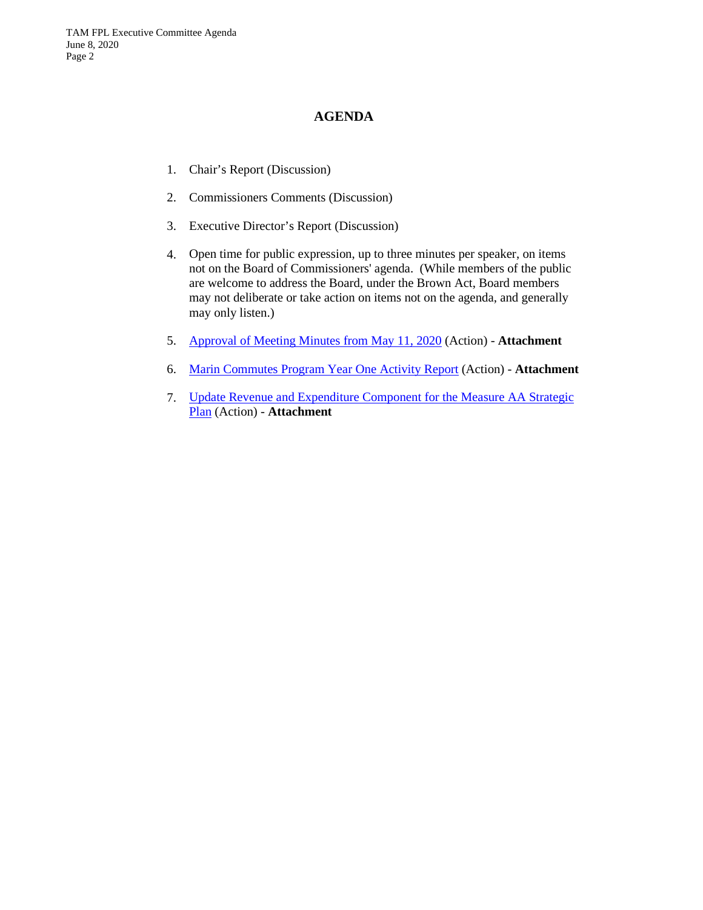# AGENDA

1. Chair's Report (Discussion)

2. Commissioners Comments (Discussion)

3. Executive Director's Report (Discussion)

4. Open time for public expression, up to three minutes per speaker, on items not on the Board of Commissioners' agenda. (While members of the public are welcome to address the Board, under the Brown Act, Board members may not deliberate or take action on items not on the agenda, and generally may only listen.)

5. Approval of Meeting Minutes from May 11, 2020 (Action) - **Attachment**

6. Marin Commutes Program Year One Activity Report (Action) - **Attachment**

7. Update Revenue and Expenditure Component for the Measure AA Strategic Plan (Action) - **Attachment**